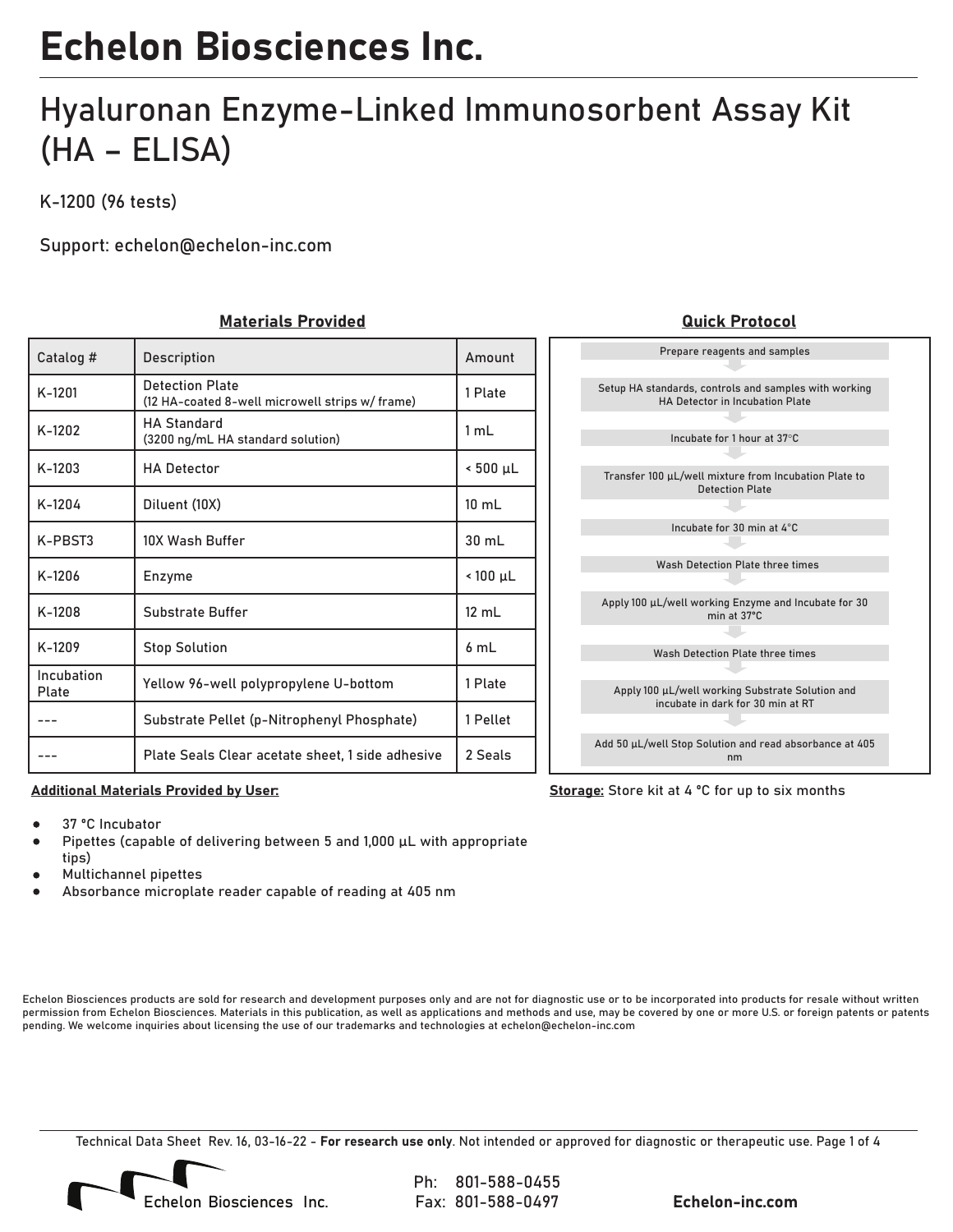# Echelon Biosciences Inc.

## Hyaluronan Enzyme-Linked Immunosorbent Assay Kit (HA – ELISA)

K-1200 (96 tests)

Support: echelon@echelon-inc.com

### Materials Provided

| Catalog # | Description | Amount |
|---|---|---|
| K-1201 | Detection Plate (12 HA-coated 8-well microwell strips w/ frame) | 1 Plate |
| K-1202 | HA Standard (3200 ng/mL HA standard solution) | 1 mL |
| K-1203 | HA Detector | < 500 µL |
| K-1204 | Diluent (10X) | 10 mL |
| K-PBST3 | 10X Wash Buffer | 30 mL |
| K-1206 | Enzyme | < 100 µL |
| K-1208 | Substrate Buffer | 12 mL |
| K-1209 | Stop Solution | 6 mL |
| Incubation Plate | Yellow 96-well polypropylene U-bottom | 1 Plate |
| --- | Substrate Pellet (p-Nitrophenyl Phosphate) | 1 Pellet |
| --- | Plate Seals Clear acetate sheet, 1 side adhesive | 2 Seals |

### Quick Protocol

1. Prepare reagents and samples
2. Setup HA standards, controls and samples with working HA Detector in Incubation Plate
3. Incubate for 1 hour at 37°C
4. Transfer 100 µL/well mixture from Incubation Plate to Detection Plate
5. Incubate for 30 min at 4°C
6. Wash Detection Plate three times
7. Apply 100 µL/well working Enzyme and Incubate for 30 min at 37°C
8. Wash Detection Plate three times
9. Apply 100 µL/well working Substrate Solution and incubate in dark for 30 min at RT
10. Add 50 µL/well Stop Solution and read absorbance at 405 nm

**Storage:** Store kit at 4 °C for up to six months

**Additional Materials Provided by User:**

- 37 °C Incubator
- Pipettes (capable of delivering between 5 and 1,000 µL with appropriate tips)
- Multichannel pipettes
- Absorbance microplate reader capable of reading at 405 nm

Echelon Biosciences products are sold for research and development purposes only and are not for diagnostic use or to be incorporated into products for resale without written permission from Echelon Biosciences. Materials in this publication, as well as applications and methods and use, may be covered by one or more U.S. or foreign patents or patents pending. We welcome inquiries about licensing the use of our trademarks and technologies at echelon@echelon-inc.com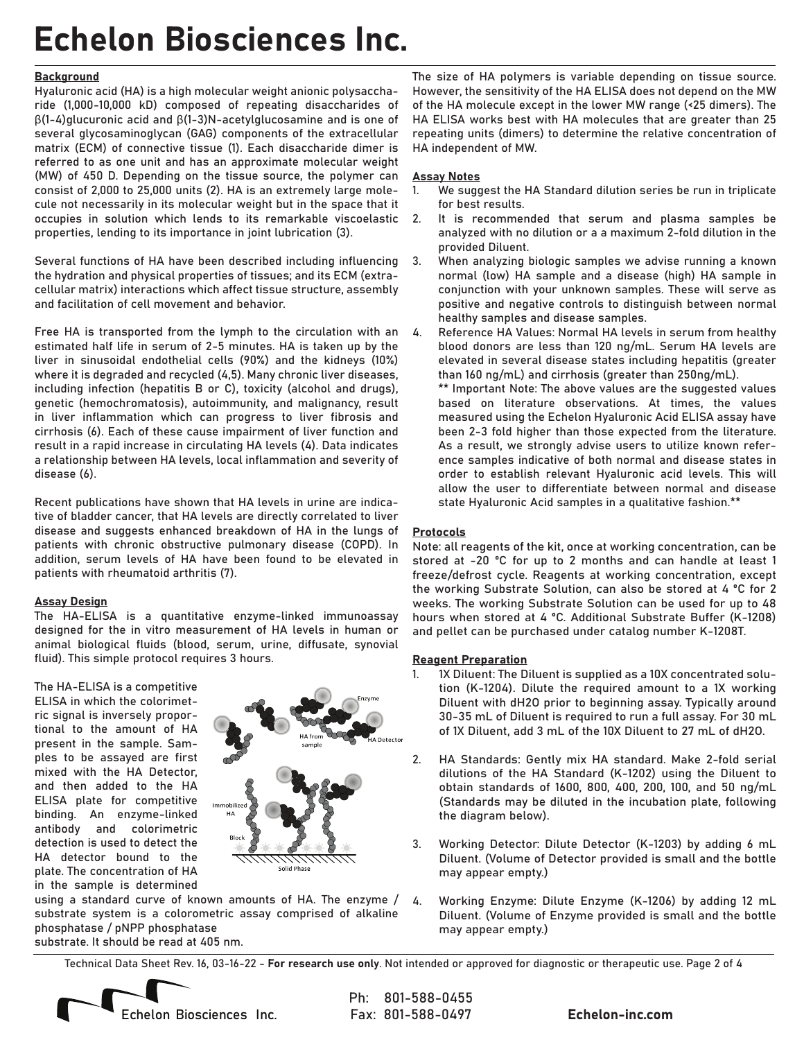### Background

Hyaluronic acid (HA) is a high molecular weight anionic polysaccharide (1,000-10,000 kD) composed of repeating disaccharides of β(1-4)glucuronic acid and β(1-3)N-acetylglucosamine and is one of several glycosaminoglycan (GAG) components of the extracellular matrix (ECM) of connective tissue (1). Each disaccharide dimer is referred to as one unit and has an approximate molecular weight (MW) of 450 D. Depending on the tissue source, the polymer can consist of 2,000 to 25,000 units (2). HA is an extremely large molecule not necessarily in its molecular weight but in the space that it occupies in solution which lends to its remarkable viscoelastic properties, lending to its importance in joint lubrication (3).

Several functions of HA have been described including influencing the hydration and physical properties of tissues; and its ECM (extracellular matrix) interactions which affect tissue structure, assembly and facilitation of cell movement and behavior.

Free HA is transported from the lymph to the circulation with an estimated half life in serum of 2-5 minutes. HA is taken up by the liver in sinusoidal endothelial cells (90%) and the kidneys (10%) where it is degraded and recycled (4,5). Many chronic liver diseases, including infection (hepatitis B or C), toxicity (alcohol and drugs), genetic (hemochromatosis), autoimmunity, and malignancy, result in liver inflammation which can progress to liver fibrosis and cirrhosis (6). Each of these cause impairment of liver function and result in a rapid increase in circulating HA levels (4). Data indicates a relationship between HA levels, local inflammation and severity of disease (6).

Recent publications have shown that HA levels in urine are indicative of bladder cancer, that HA levels are directly correlated to liver disease and suggests enhanced breakdown of HA in the lungs of patients with chronic obstructive pulmonary disease (COPD). In addition, serum levels of HA have been found to be elevated in patients with rheumatoid arthritis (7).

### Assay Design

The HA-ELISA is a quantitative enzyme-linked immunoassay designed for the in vitro measurement of HA levels in human or animal biological fluids (blood, serum, urine, diffusate, synovial fluid). This simple protocol requires 3 hours.

The HA-ELISA is a competitive ELISA in which the colorimetric signal is inversely proportional to the amount of HA present in the sample. Samples to be assayed are first mixed with the HA Detector, and then added to the HA ELISA plate for competitive binding. An enzyme-linked antibody and colorimetric detection is used to detect the HA detector bound to the plate. The concentration of HA in the sample is determined using a standard curve of known amounts of HA. The enzyme / substrate system is a colorometric assay comprised of alkaline phosphatase / pNPP phosphatase substrate. It should be read at 405 nm.

The size of HA polymers is variable depending on tissue source. However, the sensitivity of the HA ELISA does not depend on the MW of the HA molecule except in the lower MW range (<25 dimers). The HA ELISA works best with HA molecules that are greater than 25 repeating units (dimers) to determine the relative concentration of HA independent of MW.

### Assay Notes

1. We suggest the HA Standard dilution series be run in triplicate for best results.
2. It is recommended that serum and plasma samples be analyzed with no dilution or a a maximum 2-fold dilution in the provided Diluent.
3. When analyzing biologic samples we advise running a known normal (low) HA sample and a disease (high) HA sample in conjunction with your unknown samples. These will serve as positive and negative controls to distinguish between normal healthy samples and disease samples.
4. Reference HA Values: Normal HA levels in serum from healthy blood donors are less than 120 ng/mL. Serum HA levels are elevated in several disease states including hepatitis (greater than 160 ng/mL) and cirrhosis (greater than 250ng/mL).

   ** Important Note: The above values are the suggested values based on literature observations. At times, the values measured using the Echelon Hyaluronic Acid ELISA assay have been 2-3 fold higher than those expected from the literature. As a result, we strongly advise users to utilize known reference samples indicative of both normal and disease states in order to establish relevant Hyaluronic acid levels. This will allow the user to differentiate between normal and disease state Hyaluronic Acid samples in a qualitative fashion.**

### Protocols

Note: all reagents of the kit, once at working concentration, can be stored at -20 °C for up to 2 months and can handle at least 1 freeze/defrost cycle. Reagents at working concentration, except the working Substrate Solution, can also be stored at 4 °C for 2 weeks. The working Substrate Solution can be used for up to 48 hours when stored at 4 °C. Additional Substrate Buffer (K-1208) and pellet can be purchased under catalog number K-1208T.

### Reagent Preparation

1. 1X Diluent: The Diluent is supplied as a 10X concentrated solution (K-1204). Dilute the required amount to a 1X working Diluent with dH2O prior to beginning assay. Typically around 30-35 mL of Diluent is required to run a full assay. For 30 mL of 1X Diluent, add 3 mL of the 10X Diluent to 27 mL of dH2O.
2. HA Standards: Gently mix HA standard. Make 2-fold serial dilutions of the HA Standard (K-1202) using the Diluent to obtain standards of 1600, 800, 400, 200, 100, and 50 ng/mL (Standards may be diluted in the incubation plate, following the diagram below).
3. Working Detector: Dilute Detector (K-1203) by adding 6 mL Diluent. (Volume of Detector provided is small and the bottle may appear empty.)
4. Working Enzyme: Dilute Enzyme (K-1206) by adding 12 mL Diluent. (Volume of Enzyme provided is small and the bottle may appear empty.)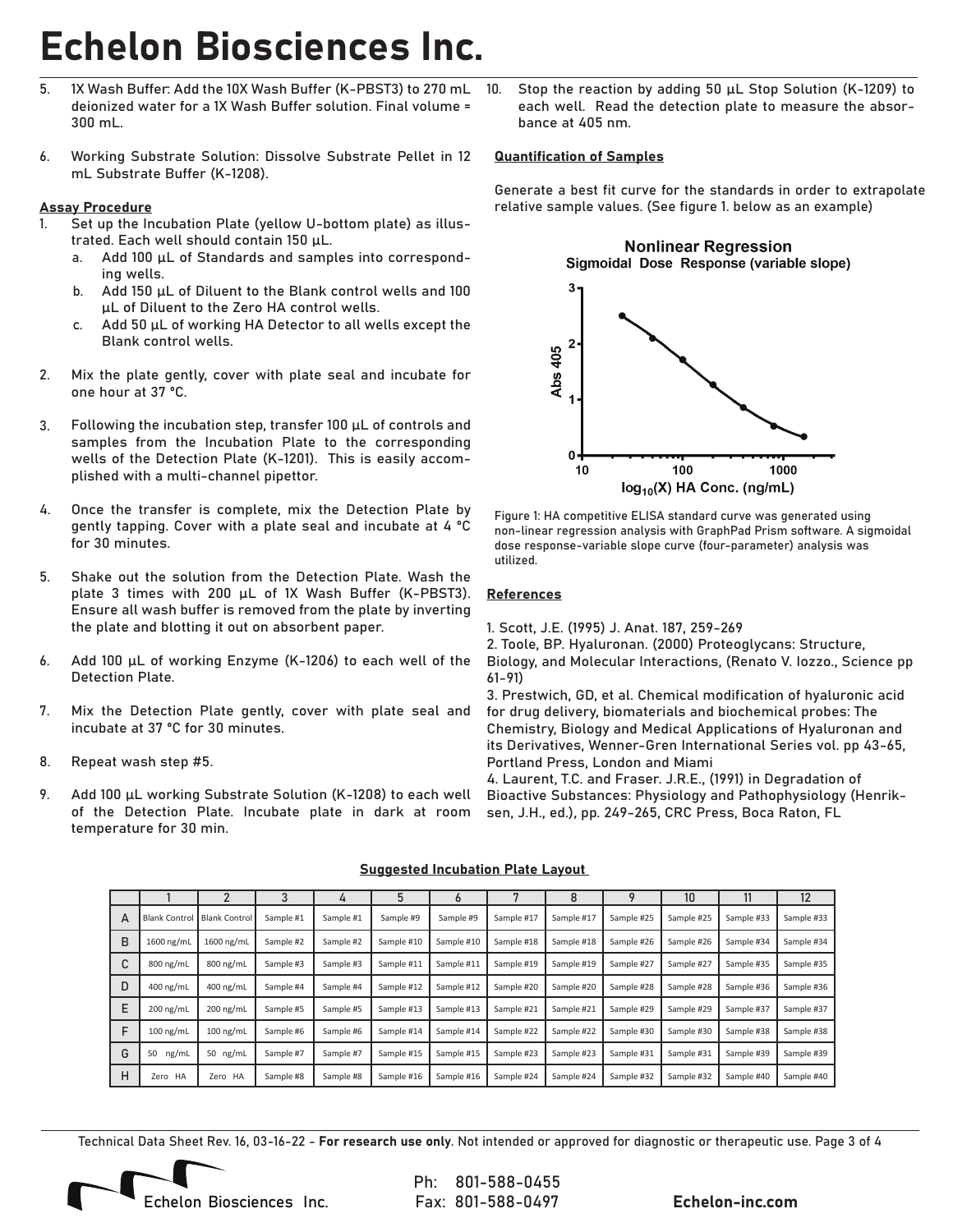5. 1X Wash Buffer: Add the 10X Wash Buffer (K-PBST3) to 270 mL deionized water for a 1X Wash Buffer solution. Final volume = 300 mL.

6. Working Substrate Solution: Dissolve Substrate Pellet in 12 mL Substrate Buffer (K-1208).

**Assay Procedure**

1. Set up the Incubation Plate (yellow U-bottom plate) as illustrated. Each well should contain 150 µL.
   a. Add 100 µL of Standards and samples into corresponding wells.
   b. Add 150 µL of Diluent to the Blank control wells and 100 µL of Diluent to the Zero HA control wells.
   c. Add 50 µL of working HA Detector to all wells except the Blank control wells.

2. Mix the plate gently, cover with plate seal and incubate for one hour at 37 °C.

3. Following the incubation step, transfer 100 µL of controls and samples from the Incubation Plate to the corresponding wells of the Detection Plate (K-1201). This is easily accomplished with a multi-channel pipettor.

4. Once the transfer is complete, mix the Detection Plate by gently tapping. Cover with a plate seal and incubate at 4 °C for 30 minutes.

5. Shake out the solution from the Detection Plate. Wash the plate 3 times with 200 µL of 1X Wash Buffer (K-PBST3). Ensure all wash buffer is removed from the plate by inverting the plate and blotting it out on absorbent paper.

6. Add 100 µL of working Enzyme (K-1206) to each well of the Detection Plate.

7. Mix the Detection Plate gently, cover with plate seal and incubate at 37 °C for 30 minutes.

8. Repeat wash step #5.

9. Add 100 µL working Substrate Solution (K-1208) to each well of the Detection Plate. Incubate plate in dark at room temperature for 30 min.

10. Stop the reaction by adding 50 µL Stop Solution (K-1209) to each well. Read the detection plate to measure the absorbance at 405 nm.

**Quantification of Samples**

Generate a best fit curve for the standards in order to extrapolate relative sample values. (See figure 1. below as an example)

Figure 1: HA competitive ELISA standard curve was generated using non-linear regression analysis with GraphPad Prism software. A sigmoidal dose response-variable slope curve (four-parameter) analysis was utilized.

**References**

1. Scott, J.E. (1995) J. Anat. 187, 259-269
2. Toole, BP. Hyaluronan. (2000) Proteoglycans: Structure, Biology, and Molecular Interactions, (Renato V. Iozzo., Science pp 61-91)
3. Prestwich, GD, et al. Chemical modification of hyaluronic acid for drug delivery, biomaterials and biochemical probes: The Chemistry, Biology and Medical Applications of Hyaluronan and its Derivatives, Wenner-Gren International Series vol. pp 43-65, Portland Press, London and Miami
4. Laurent, T.C. and Fraser. J.R.E., (1991) in Degradation of Bioactive Substances: Physiology and Pathophysiology (Henriksen, J.H., ed.), pp. 249-265, CRC Press, Boca Raton, FL

**Suggested Incubation Plate Layout**

| | 1 | 2 | 3 | 4 | 5 | 6 | 7 | 8 | 9 | 10 | 11 | 12 |
|---|---|---|---|---|---|---|---|---|---|---|---|---|
| A | Blank Control | Blank Control | Sample #1 | Sample #1 | Sample #9 | Sample #9 | Sample #17 | Sample #17 | Sample #25 | Sample #25 | Sample #33 | Sample #33 |
| B | 1600 ng/mL | 1600 ng/mL | Sample #2 | Sample #2 | Sample #10 | Sample #10 | Sample #18 | Sample #18 | Sample #26 | Sample #26 | Sample #34 | Sample #34 |
| C | 800 ng/mL | 800 ng/mL | Sample #3 | Sample #3 | Sample #11 | Sample #11 | Sample #19 | Sample #19 | Sample #27 | Sample #27 | Sample #35 | Sample #35 |
| D | 400 ng/mL | 400 ng/mL | Sample #4 | Sample #4 | Sample #12 | Sample #12 | Sample #20 | Sample #20 | Sample #28 | Sample #28 | Sample #36 | Sample #36 |
| E | 200 ng/mL | 200 ng/mL | Sample #5 | Sample #5 | Sample #13 | Sample #13 | Sample #21 | Sample #21 | Sample #29 | Sample #29 | Sample #37 | Sample #37 |
| F | 100 ng/mL | 100 ng/mL | Sample #6 | Sample #6 | Sample #14 | Sample #14 | Sample #22 | Sample #22 | Sample #30 | Sample #30 | Sample #38 | Sample #38 |
| G | 50 ng/mL | 50 ng/mL | Sample #7 | Sample #7 | Sample #15 | Sample #15 | Sample #23 | Sample #23 | Sample #31 | Sample #31 | Sample #39 | Sample #39 |
| H | Zero HA | Zero HA | Sample #8 | Sample #8 | Sample #16 | Sample #16 | Sample #24 | Sample #24 | Sample #32 | Sample #32 | Sample #40 | Sample #40 |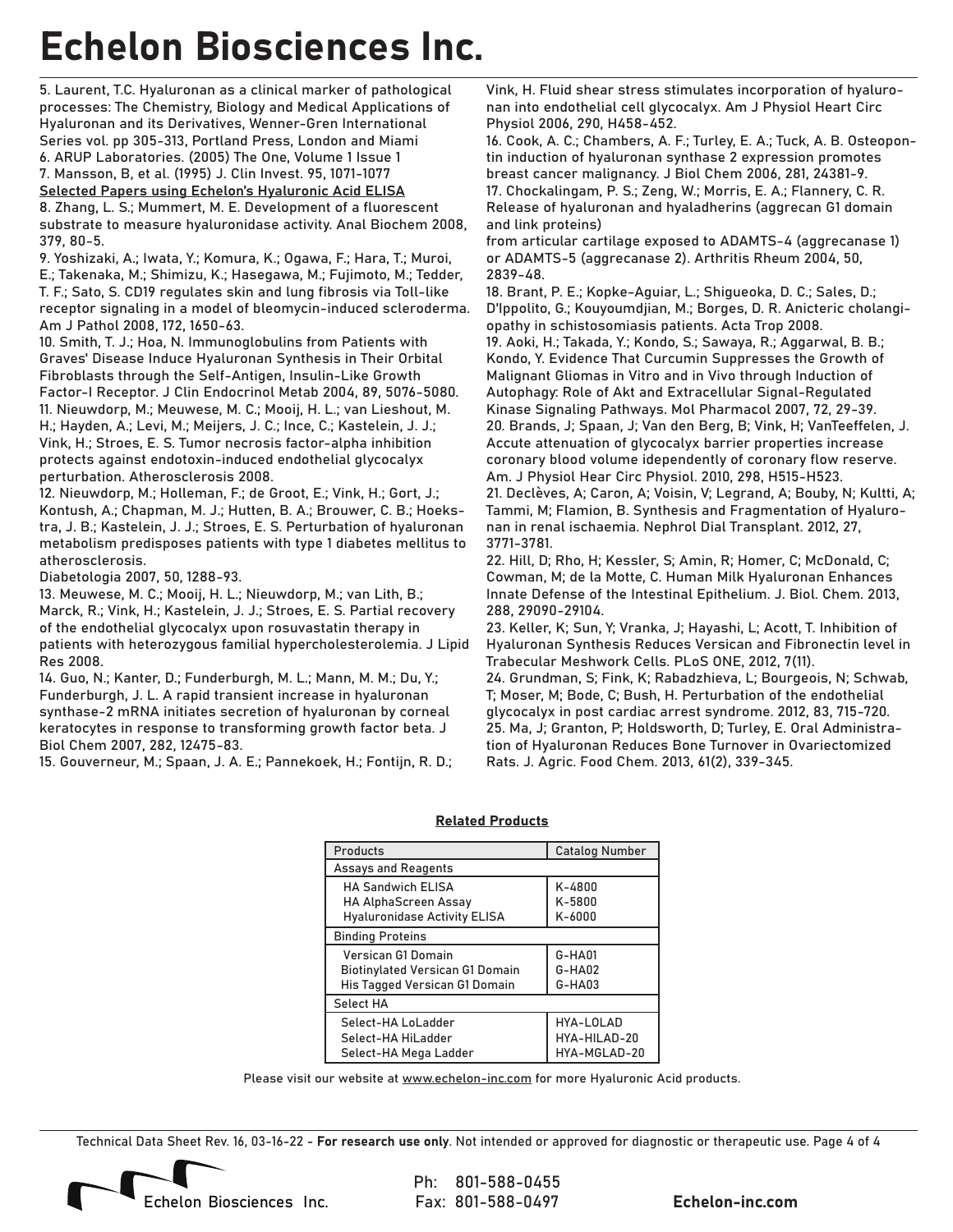5. Laurent, T.C. Hyaluronan as a clinical marker of pathological processes: The Chemistry, Biology and Medical Applications of Hyaluronan and its Derivatives, Wenner-Gren International Series vol. pp 305-313, Portland Press, London and Miami
6. ARUP Laboratories. (2005) The One, Volume 1 Issue 1
7. Mansson, B, et al. (1995) J. Clin Invest. 95, 1071-1077

**Selected Papers using Echelon's Hyaluronic Acid ELISA**

8. Zhang, L. S.; Mummert, M. E. Development of a fluorescent substrate to measure hyaluronidase activity. Anal Biochem 2008, 379, 80-5.
9. Yoshizaki, A.; Iwata, Y.; Komura, K.; Ogawa, F.; Hara, T.; Muroi, E.; Takenaka, M.; Shimizu, K.; Hasegawa, M.; Fujimoto, M.; Tedder, T. F.; Sato, S. CD19 regulates skin and lung fibrosis via Toll-like receptor signaling in a model of bleomycin-induced scleroderma. Am J Pathol 2008, 172, 1650-63.
10. Smith, T. J.; Hoa, N. Immunoglobulins from Patients with Graves' Disease Induce Hyaluronan Synthesis in Their Orbital Fibroblasts through the Self-Antigen, Insulin-Like Growth Factor-I Receptor. J Clin Endocrinol Metab 2004, 89, 5076-5080.
11. Nieuwdorp, M.; Meuwese, M. C.; Mooij, H. L.; van Lieshout, M. H.; Hayden, A.; Levi, M.; Meijers, J. C.; Ince, C.; Kastelein, J. J.; Vink, H.; Stroes, E. S. Tumor necrosis factor-alpha inhibition protects against endotoxin-induced endothelial glycocalyx perturbation. Atherosclerosis 2008.
12. Nieuwdorp, M.; Holleman, F.; de Groot, E.; Vink, H.; Gort, J.; Kontush, A.; Chapman, M. J.; Hutten, B. A.; Brouwer, C. B.; Hoekstra, J. B.; Kastelein, J. J.; Stroes, E. S. Perturbation of hyaluronan metabolism predisposes patients with type 1 diabetes mellitus to atherosclerosis.
Diabetologia 2007, 50, 1288-93.
13. Meuwese, M. C.; Mooij, H. L.; Nieuwdorp, M.; van Lith, B.; Marck, R.; Vink, H.; Kastelein, J. J.; Stroes, E. S. Partial recovery of the endothelial glycocalyx upon rosuvastatin therapy in patients with heterozygous familial hypercholesterolemia. J Lipid Res 2008.
14. Guo, N.; Kanter, D.; Funderburgh, M. L.; Mann, M. M.; Du, Y.; Funderburgh, J. L. A rapid transient increase in hyaluronan synthase-2 mRNA initiates secretion of hyaluronan by corneal keratocytes in response to transforming growth factor beta. J Biol Chem 2007, 282, 12475-83.
15. Gouverneur, M.; Spaan, J. A. E.; Pannekoek, H.; Fontijn, R. D.; Vink, H. Fluid shear stress stimulates incorporation of hyaluronan into endothelial cell glycocalyx. Am J Physiol Heart Circ Physiol 2006, 290, H458-452.
16. Cook, A. C.; Chambers, A. F.; Turley, E. A.; Tuck, A. B. Osteopontin induction of hyaluronan synthase 2 expression promotes breast cancer malignancy. J Biol Chem 2006, 281, 24381-9.
17. Chockalingam, P. S.; Zeng, W.; Morris, E. A.; Flannery, C. R. Release of hyaluronan and hyaladherins (aggrecan G1 domain and link proteins)
from articular cartilage exposed to ADAMTS-4 (aggrecanase 1) or ADAMTS-5 (aggrecanase 2). Arthritis Rheum 2004, 50, 2839-48.
18. Brant, P. E.; Kopke-Aguiar, L.; Shigueoka, D. C.; Sales, D.; D'Ippolito, G.; Kouyoumdjian, M.; Borges, D. R. Anicteric cholangiopathy in schistosomiasis patients. Acta Trop 2008.
19. Aoki, H.; Takada, Y.; Kondo, S.; Sawaya, R.; Aggarwal, B. B.; Kondo, Y. Evidence That Curcumin Suppresses the Growth of Malignant Gliomas in Vitro and in Vivo through Induction of Autophagy: Role of Akt and Extracellular Signal-Regulated Kinase Signaling Pathways. Mol Pharmacol 2007, 72, 29-39.
20. Brands, J; Spaan, J; Van den Berg, B; Vink, H; VanTeeffelen, J. Accute attenuation of glycocalyx barrier properties increase coronary blood volume idependently of coronary flow reserve. Am. J Physiol Hear Circ Physiol. 2010, 298, H515-H523.
21. Declèves, A; Caron, A; Voisin, V; Legrand, A; Bouby, N; Kultti, A; Tammi, M; Flamion, B. Synthesis and Fragmentation of Hyaluronan in renal ischaemia. Nephrol Dial Transplant. 2012, 27, 3771-3781.
22. Hill, D; Rho, H; Kessler, S; Amin, R; Homer, C; McDonald, C; Cowman, M; de la Motte, C. Human Milk Hyaluronan Enhances Innate Defense of the Intestinal Epithelium. J. Biol. Chem. 2013, 288, 29090-29104.
23. Keller, K; Sun, Y; Vranka, J; Hayashi, L; Acott, T. Inhibition of Hyaluronan Synthesis Reduces Versican and Fibronectin level in Trabecular Meshwork Cells. PLoS ONE, 2012, 7(11).
24. Grundman, S; Fink, K; Rabadzhieva, L; Bourgeois, N; Schwab, T; Moser, M; Bode, C; Bush, H. Perturbation of the endothelial glycocalyx in post cardiac arrest syndrome. 2012, 83, 715-720.
25. Ma, J; Granton, P; Holdsworth, D; Turley, E. Oral Administration of Hyaluronan Reduces Bone Turnover in Ovariectomized Rats. J. Agric. Food Chem. 2013, 61(2), 339-345.

**Related Products**

| Products | Catalog Number |
|---|---|
| Assays and Reagents | |
| HA Sandwich ELISA | K-4800 |
| HA AlphaScreen Assay | K-5800 |
| Hyaluronidase Activity ELISA | K-6000 |
| Binding Proteins | |
| Versican G1 Domain | G-HA01 |
| Biotinylated Versican G1 Domain | G-HA02 |
| His Tagged Versican G1 Domain | G-HA03 |
| Select HA | |
| Select-HA LoLadder | HYA-LOLAD |
| Select-HA HiLadder | HYA-HILAD-20 |
| Select-HA Mega Ladder | HYA-MGLAD-20 |

Please visit our website at www.echelon-inc.com for more Hyaluronic Acid products.